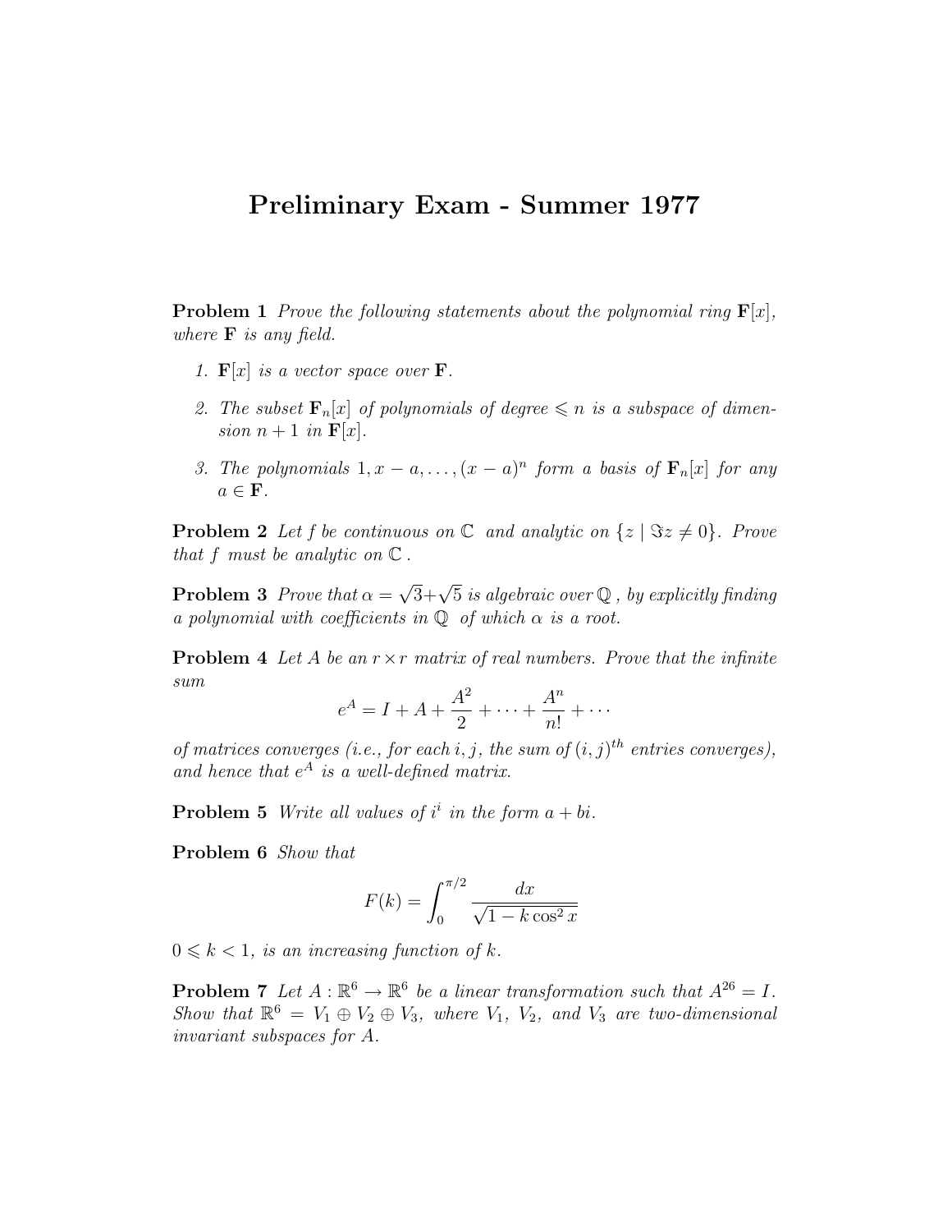# Preliminary Exam - Summer 1977

**Problem 1** *Prove the following statements about the polynomial ring* $\mathbf{F}[x]$*, where* $\mathbf{F}$ *is any field.*

1. $\mathbf{F}[x]$ *is a vector space over* $\mathbf{F}$.
2. *The subset* $\mathbf{F}_n[x]$ *of polynomials of degree* $\leqslant n$ *is a subspace of dimension* $n+1$ *in* $\mathbf{F}[x]$.
3. *The polynomials* $1, x-a, \ldots, (x-a)^n$ *form a basis of* $\mathbf{F}_n[x]$ *for any* $a \in \mathbf{F}$.

**Problem 2** *Let* $f$ *be continuous on* $\mathbb{C}$ *and analytic on* $\{z \mid \Im z \neq 0\}$. *Prove that* $f$ *must be analytic on* $\mathbb{C}$.

**Problem 3** *Prove that* $\alpha = \sqrt{3}+\sqrt{5}$ *is algebraic over* $\mathbb{Q}$*, by explicitly finding a polynomial with coefficients in* $\mathbb{Q}$ *of which* $\alpha$ *is a root.*

**Problem 4** *Let* $A$ *be an* $r \times r$ *matrix of real numbers. Prove that the infinite sum*

$$e^A = I + A + \frac{A^2}{2} + \cdots + \frac{A^n}{n!} + \cdots$$

*of matrices converges (i.e., for each* $i, j$*, the sum of* $(i,j)^{th}$ *entries converges), and hence that* $e^A$ *is a well-defined matrix.*

**Problem 5** *Write all values of* $i^i$ *in the form* $a + bi$.

**Problem 6** *Show that*

$$F(k) = \int_0^{\pi/2} \frac{dx}{\sqrt{1 - k\cos^2 x}}$$

$0 \leqslant k < 1$*, is an increasing function of* $k$.

**Problem 7** *Let* $A : \mathbb{R}^6 \to \mathbb{R}^6$ *be a linear transformation such that* $A^{26} = I$. *Show that* $\mathbb{R}^6 = V_1 \oplus V_2 \oplus V_3$*, where* $V_1$*,* $V_2$*, and* $V_3$ *are two-dimensional invariant subspaces for* $A$.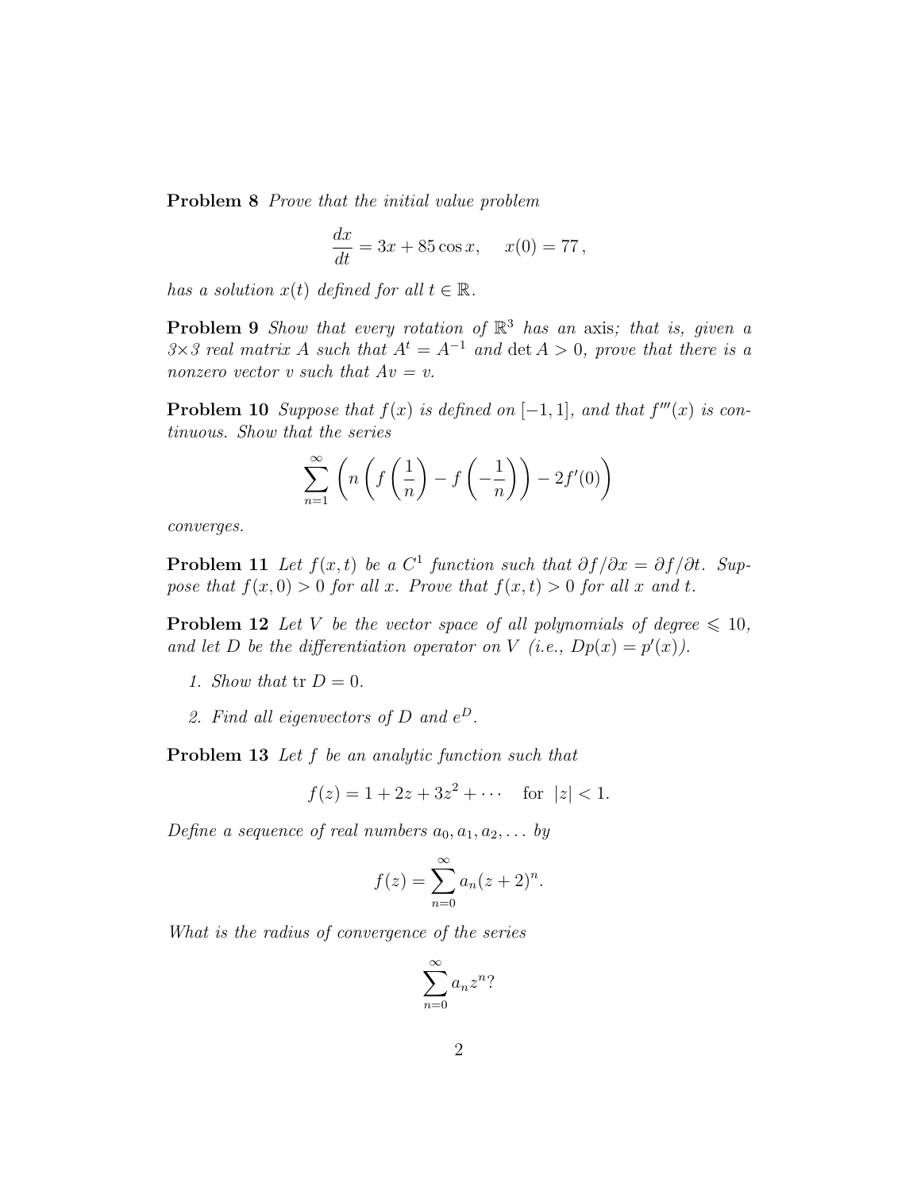**Problem 8** *Prove that the initial value problem*

$$\frac{dx}{dt} = 3x + 85\cos x, \quad x(0) = 77\,,$$

*has a solution $x(t)$ defined for all $t \in \mathbb{R}$.*

**Problem 9** *Show that every rotation of $\mathbb{R}^3$ has an* axis*; that is, given a 3×3 real matrix $A$ such that $A^t = A^{-1}$ and $\det A > 0$, prove that there is a nonzero vector $v$ such that $Av = v$.*

**Problem 10** *Suppose that $f(x)$ is defined on $[-1, 1]$, and that $f'''(x)$ is continuous. Show that the series*

$$\sum_{n=1}^{\infty} \left( n\left( f\left(\frac{1}{n}\right) - f\left(-\frac{1}{n}\right)\right) - 2f'(0)\right)$$

*converges.*

**Problem 11** *Let $f(x, t)$ be a $C^1$ function such that $\partial f/\partial x = \partial f/\partial t$. Suppose that $f(x, 0) > 0$ for all $x$. Prove that $f(x, t) > 0$ for all $x$ and $t$.*

**Problem 12** *Let $V$ be the vector space of all polynomials of degree $\leqslant 10$, and let $D$ be the differentiation operator on $V$ (i.e., $Dp(x) = p'(x)$).*

1. *Show that $\text{tr } D = 0$.*
2. *Find all eigenvectors of $D$ and $e^D$.*

**Problem 13** *Let $f$ be an analytic function such that*

$$f(z) = 1 + 2z + 3z^2 + \cdots \quad \text{for } |z| < 1.$$

*Define a sequence of real numbers $a_0, a_1, a_2, \ldots$ by*

$$f(z) = \sum_{n=0}^{\infty} a_n (z + 2)^n.$$

*What is the radius of convergence of the series*

$$\sum_{n=0}^{\infty} a_n z^n?$$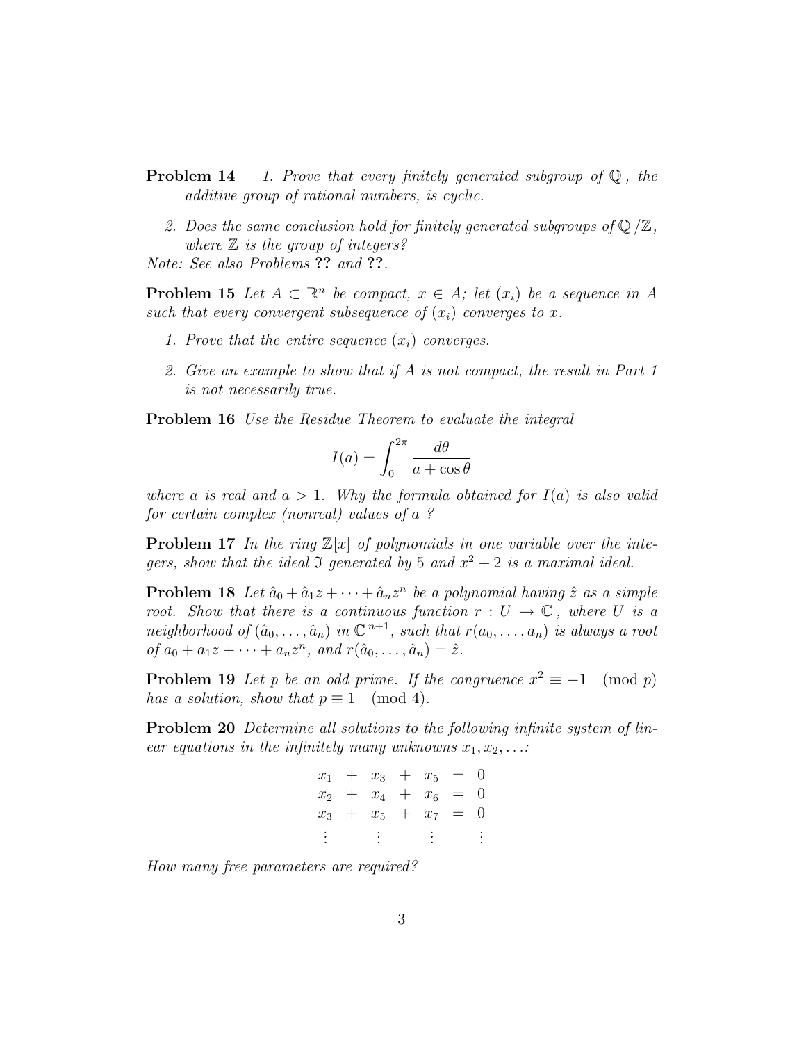**Problem 14**

1. *Prove that every finitely generated subgroup of $\mathbb{Q}$, the additive group of rational numbers, is cyclic.*
2. *Does the same conclusion hold for finitely generated subgroups of $\mathbb{Q}/\mathbb{Z}$, where $\mathbb{Z}$ is the group of integers?*

*Note: See also Problems* **??** *and* **??**.

**Problem 15** *Let $A \subset \mathbb{R}^n$ be compact, $x \in A$; let $(x_i)$ be a sequence in $A$ such that every convergent subsequence of $(x_i)$ converges to $x$.*

1. *Prove that the entire sequence $(x_i)$ converges.*
2. *Give an example to show that if $A$ is not compact, the result in Part 1 is not necessarily true.*

**Problem 16** *Use the Residue Theorem to evaluate the integral*

$$I(a) = \int_0^{2\pi} \frac{d\theta}{a + \cos\theta}$$

*where $a$ is real and $a > 1$. Why the formula obtained for $I(a)$ is also valid for certain complex (nonreal) values of $a$ ?*

**Problem 17** *In the ring $\mathbb{Z}[x]$ of polynomials in one variable over the integers, show that the ideal $\mathfrak{I}$ generated by 5 and $x^2 + 2$ is a maximal ideal.*

**Problem 18** *Let $\hat{a}_0 + \hat{a}_1 z + \cdots + \hat{a}_n z^n$ be a polynomial having $\hat{z}$ as a simple root. Show that there is a continuous function $r : U \to \mathbb{C}$, where $U$ is a neighborhood of $(\hat{a}_0, \ldots, \hat{a}_n)$ in $\mathbb{C}^{n+1}$, such that $r(a_0, \ldots, a_n)$ is always a root of $a_0 + a_1 z + \cdots + a_n z^n$, and $r(\hat{a}_0, \ldots, \hat{a}_n) = \hat{z}$.*

**Problem 19** *Let $p$ be an odd prime. If the congruence $x^2 \equiv -1 \pmod{p}$ has a solution, show that $p \equiv 1 \pmod{4}$.*

**Problem 20** *Determine all solutions to the following infinite system of linear equations in the infinitely many unknowns $x_1, x_2, \ldots$:*

$$\begin{array}{ccccccc}
x_1 & + & x_3 & + & x_5 & = & 0 \\
x_2 & + & x_4 & + & x_6 & = & 0 \\
x_3 & + & x_5 & + & x_7 & = & 0 \\
\vdots & & \vdots & & \vdots & & \vdots
\end{array}$$

*How many free parameters are required?*